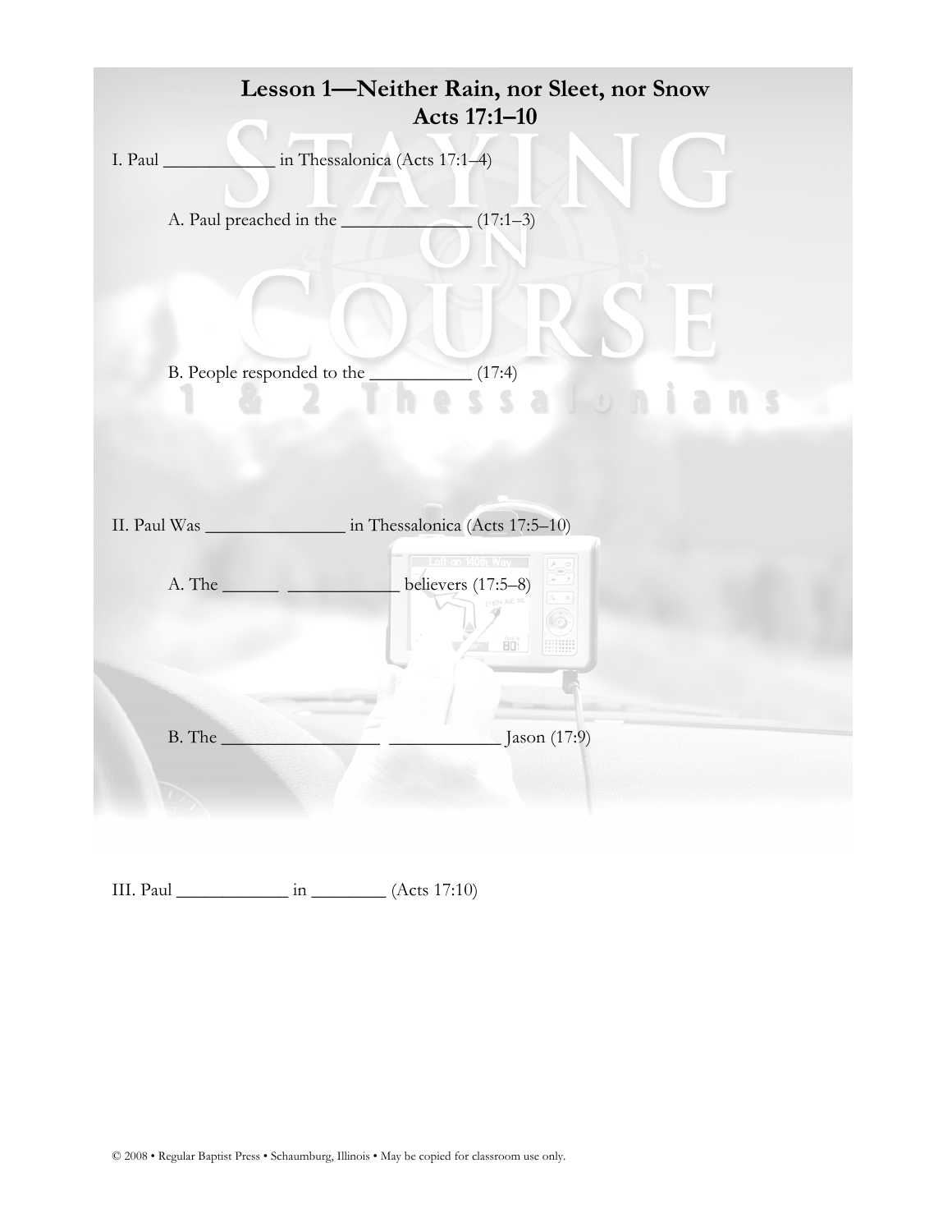# Lesson 1—Neither Rain, nor Sleet, nor Snow
# Acts 17:1–10

I. Paul ____________ in Thessalonica (Acts 17:1–4)

A. Paul preached in the _____________ (17:1–3)

B. People responded to the ___________ (17:4)

II. Paul Was _______________ in Thessalonica (Acts 17:5–10)

A. The ______ ____________ believers (17:5–8)

B. The _________________ ____________ Jason (17:9)

III. Paul ____________ in ________ (Acts 17:10)

© 2008 • Regular Baptist Press • Schaumburg, Illinois • May be copied for classroom use only.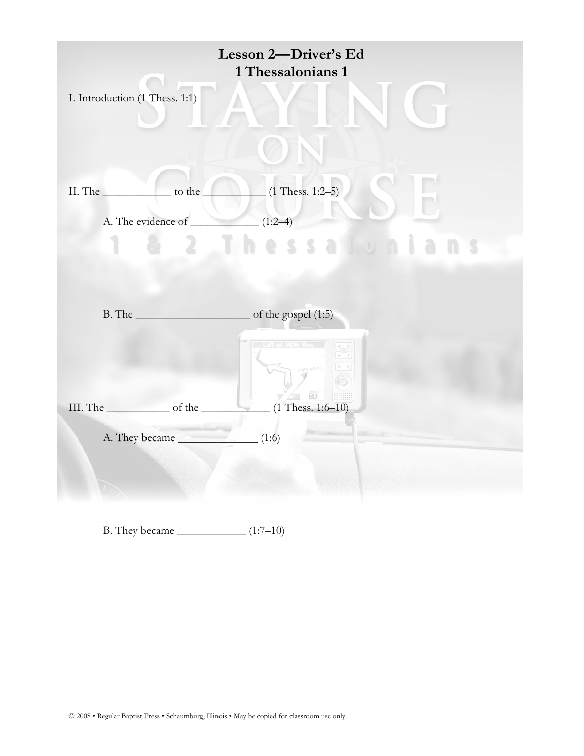# Lesson 2—Driver's Ed
## 1 Thessalonians 1

I. Introduction (1 Thess. 1:1)

II. The ____________ to the ___________ (1 Thess. 1:2–5)

A. The evidence of ____________ (1:2–4)

B. The ____________________ of the gospel (1:5)

III. The ___________ of the ____________ (1 Thess. 1:6–10)

A. They became ______________ (1:6)

B. They became ____________ (1:7–10)

© 2008 • Regular Baptist Press • Schaumburg, Illinois • May be copied for classroom use only.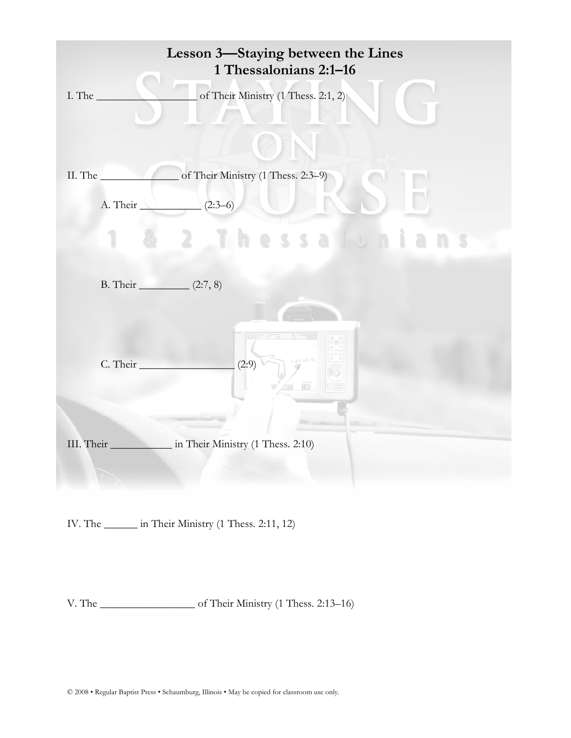# Lesson 3—Staying between the Lines
## 1 Thessalonians 2:1–16

I. The _________________ of Their Ministry (1 Thess. 2:1, 2)

II. The ______________ of Their Ministry (1 Thess. 2:3–9)

A. Their ___________ (2:3–6)

B. Their _________ (2:7, 8)

C. Their _________________ (2:9)

III. Their ___________ in Their Ministry (1 Thess. 2:10)

IV. The ______ in Their Ministry (1 Thess. 2:11, 12)

V. The _________________ of Their Ministry (1 Thess. 2:13–16)

© 2008 • Regular Baptist Press • Schaumburg, Illinois • May be copied for classroom use only.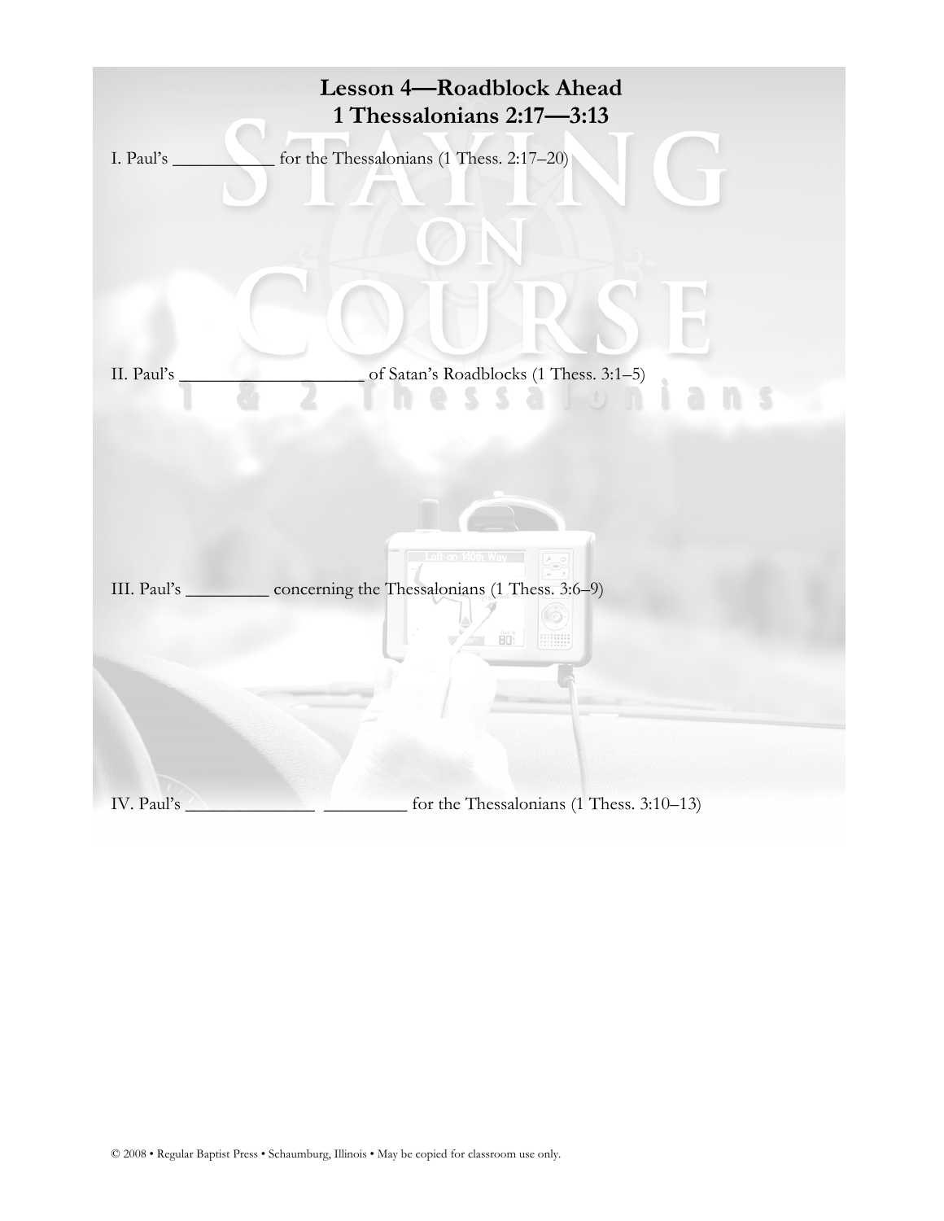# Lesson 4—Roadblock Ahead
## 1 Thessalonians 2:17—3:13

I. Paul's ___________ for the Thessalonians (1 Thess. 2:17–20)

II. Paul's ____________________ of Satan's Roadblocks (1 Thess. 3:1–5)

III. Paul's _________ concerning the Thessalonians (1 Thess. 3:6–9)

IV. Paul's ______________ _________ for the Thessalonians (1 Thess. 3:10–13)

© 2008 • Regular Baptist Press • Schaumburg, Illinois • May be copied for classroom use only.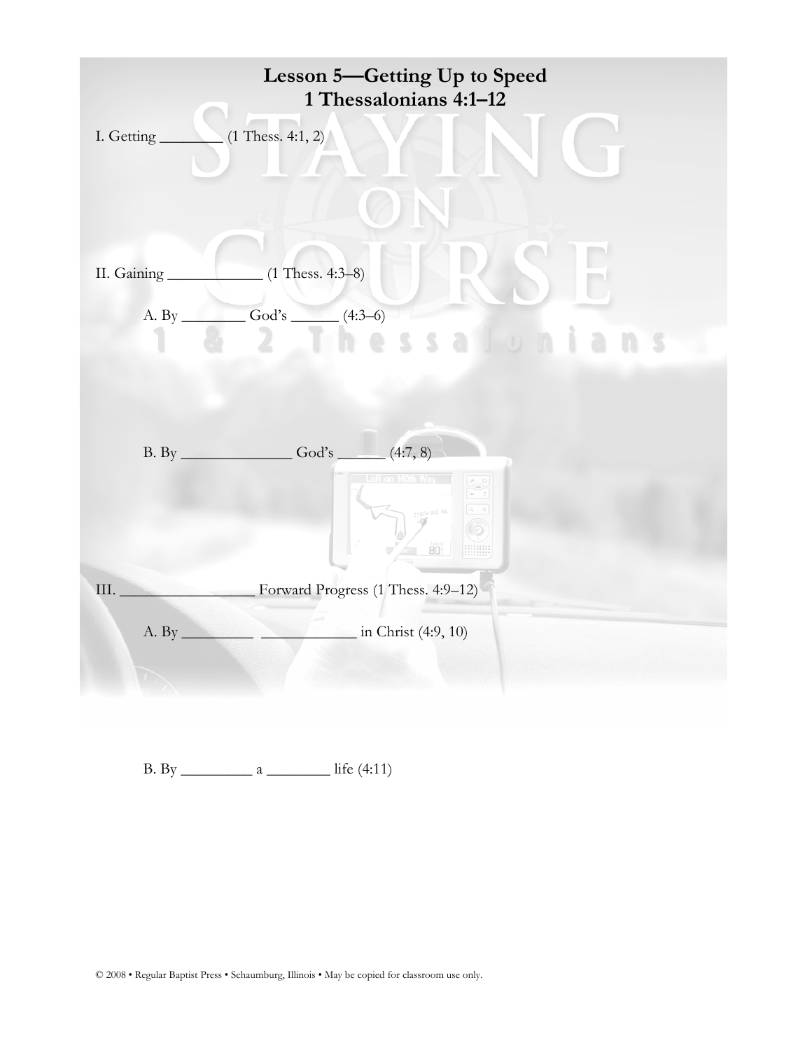# Lesson 5—Getting Up to Speed
## 1 Thessalonians 4:1–12

I. Getting ________ (1 Thess. 4:1, 2)

II. Gaining ____________ (1 Thess. 4:3–8)

A. By ________ God's ______ (4:3–6)

B. By ______________ God's ______ (4:7, 8)

III. __________________ Forward Progress (1 Thess. 4:9–12)

A. By _________ ____________ in Christ (4:9, 10)

B. By _________ a ________ life (4:11)

© 2008 • Regular Baptist Press • Schaumburg, Illinois • May be copied for classroom use only.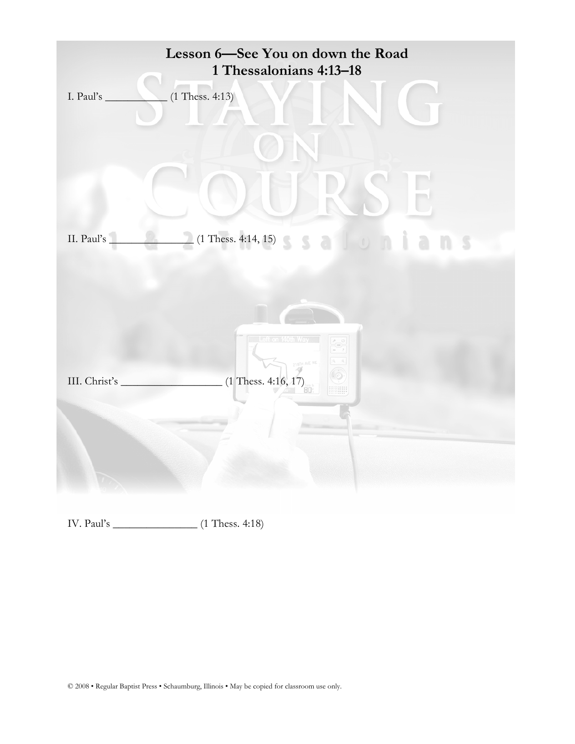# Lesson 6—See You on down the Road
## 1 Thessalonians 4:13–18

I. Paul's ___________ (1 Thess. 4:13)

II. Paul's ______________ (1 Thess. 4:14, 15)

III. Christ's __________________ (1 Thess. 4:16, 17)

IV. Paul's _______________ (1 Thess. 4:18)

© 2008 • Regular Baptist Press • Schaumburg, Illinois • May be copied for classroom use only.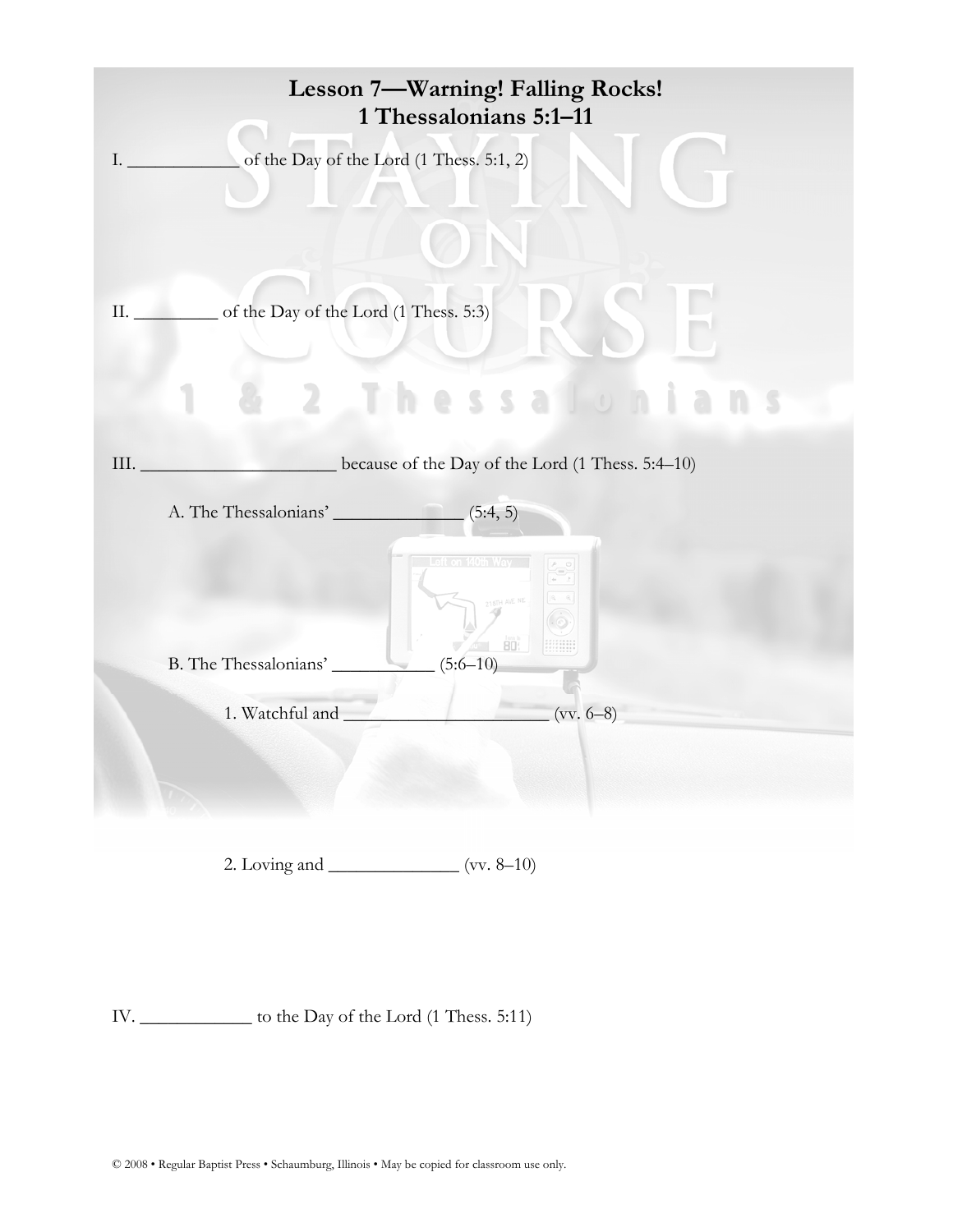# Lesson 7—Warning! Falling Rocks!
# 1 Thessalonians 5:1–11

I. ___________ of the Day of the Lord (1 Thess. 5:1, 2)

II. _________ of the Day of the Lord (1 Thess. 5:3)

III. _____________________ because of the Day of the Lord (1 Thess. 5:4–10)

A. The Thessalonians' _____________ (5:4, 5)

B. The Thessalonians' ___________ (5:6–10)

1. Watchful and _____________________ (vv. 6–8)

2. Loving and _____________ (vv. 8–10)

IV. ____________ to the Day of the Lord (1 Thess. 5:11)

© 2008 • Regular Baptist Press • Schaumburg, Illinois • May be copied for classroom use only.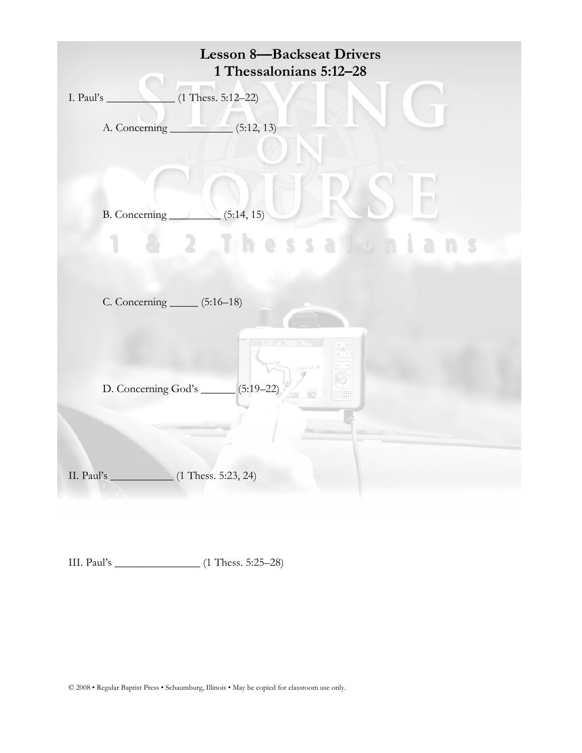# Lesson 8—Backseat Drivers
## 1 Thessalonians 5:12–28

I. Paul's ____________ (1 Thess. 5:12–22)

A. Concerning ___________ (5:12, 13)

B. Concerning _________ (5:14, 15)

C. Concerning _____ (5:16–18)

D. Concerning God's ______ (5:19–22)

II. Paul's ___________ (1 Thess. 5:23, 24)

III. Paul's ________________ (1 Thess. 5:25–28)

© 2008 • Regular Baptist Press • Schaumburg, Illinois • May be copied for classroom use only.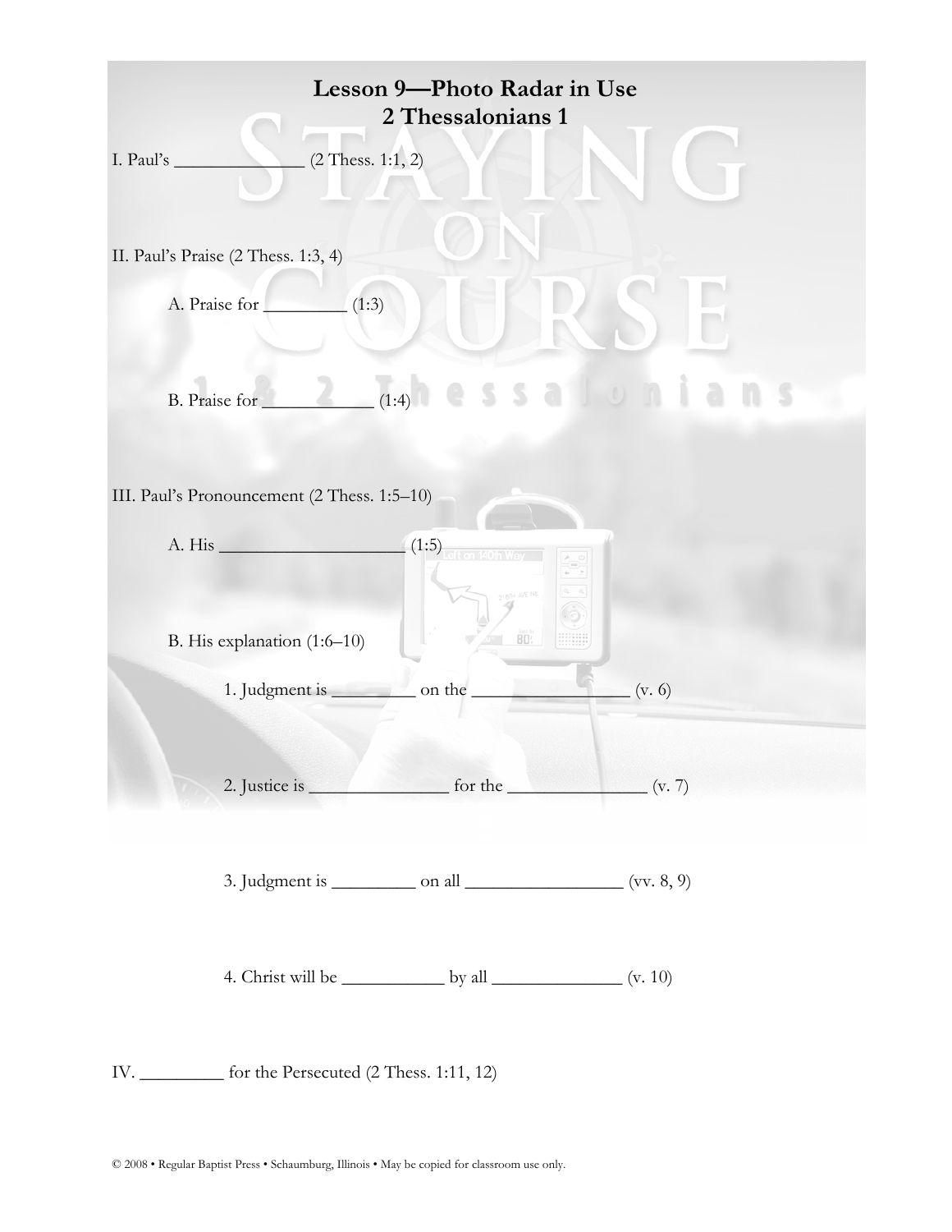# Lesson 9—Photo Radar in Use
## 2 Thessalonians 1

I. Paul's ______________ (2 Thess. 1:1, 2)

II. Paul's Praise (2 Thess. 1:3, 4)

A. Praise for _________ (1:3)

B. Praise for ____________ (1:4)

III. Paul's Pronouncement (2 Thess. 1:5–10)

A. His _____________________ (1:5)

B. His explanation (1:6–10)

1. Judgment is _________ on the _________________ (v. 6)

2. Justice is ________________ for the ________________ (v. 7)

3. Judgment is _________ on all _________________ (vv. 8, 9)

4. Christ will be ___________ by all ______________ (v. 10)

IV. _________ for the Persecuted (2 Thess. 1:11, 12)

© 2008 • Regular Baptist Press • Schaumburg, Illinois • May be copied for classroom use only.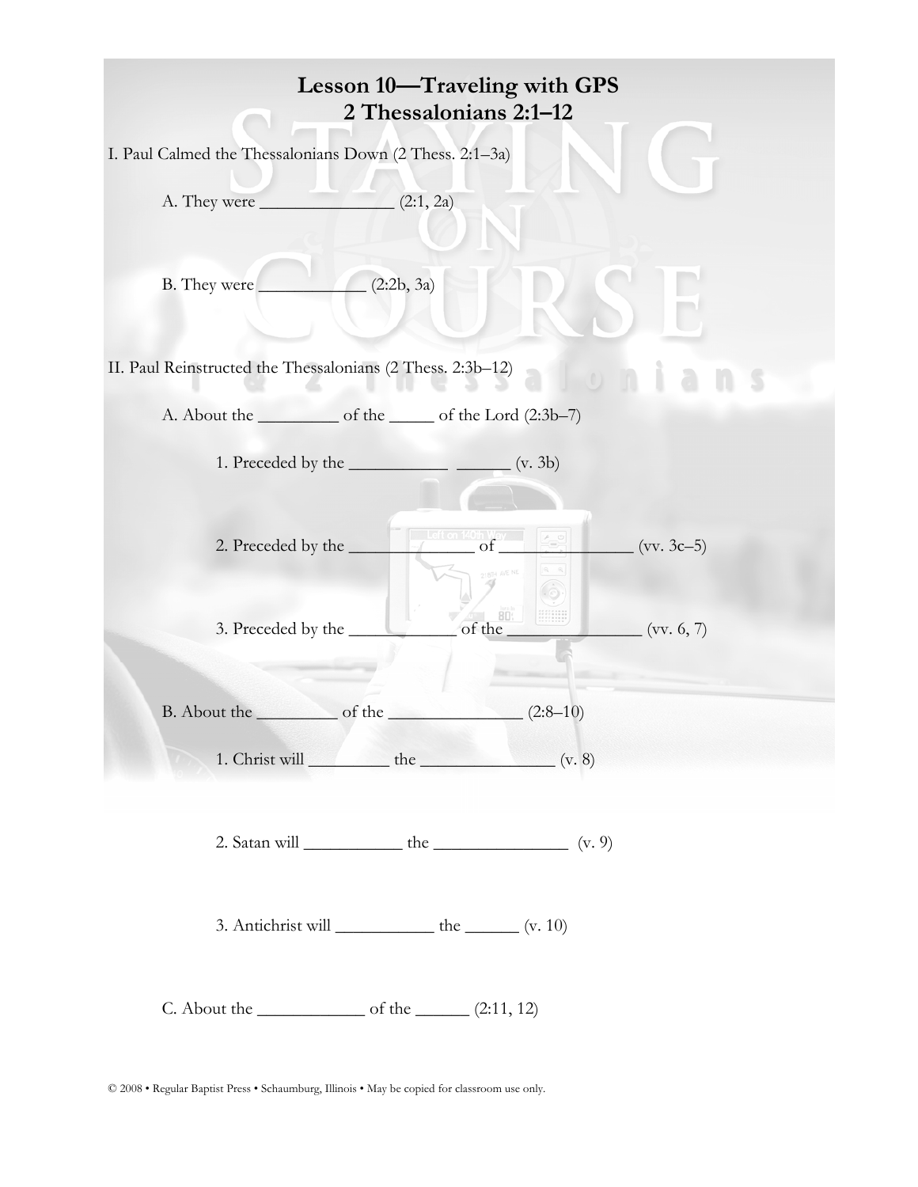# Lesson 10—Traveling with GPS
## 2 Thessalonians 2:1–12

I. Paul Calmed the Thessalonians Down (2 Thess. 2:1–3a)

A. They were ______________ (2:1, 2a)

B. They were ___________ (2:2b, 3a)

II. Paul Reinstructed the Thessalonians (2 Thess. 2:3b–12)

A. About the ________ of the _____ of the Lord (2:3b–7)

1. Preceded by the __________ ______ (v. 3b)

2. Preceded by the _____________ of ______________ (vv. 3c–5)

3. Preceded by the ___________ of the ______________ (vv. 6, 7)

B. About the ________ of the ______________ (2:8–10)

1. Christ will ________ the ______________ (v. 8)

2. Satan will __________ the ______________ (v. 9)

3. Antichrist will __________ the ______ (v. 10)

C. About the ___________ of the ______ (2:11, 12)

© 2008 • Regular Baptist Press • Schaumburg, Illinois • May be copied for classroom use only.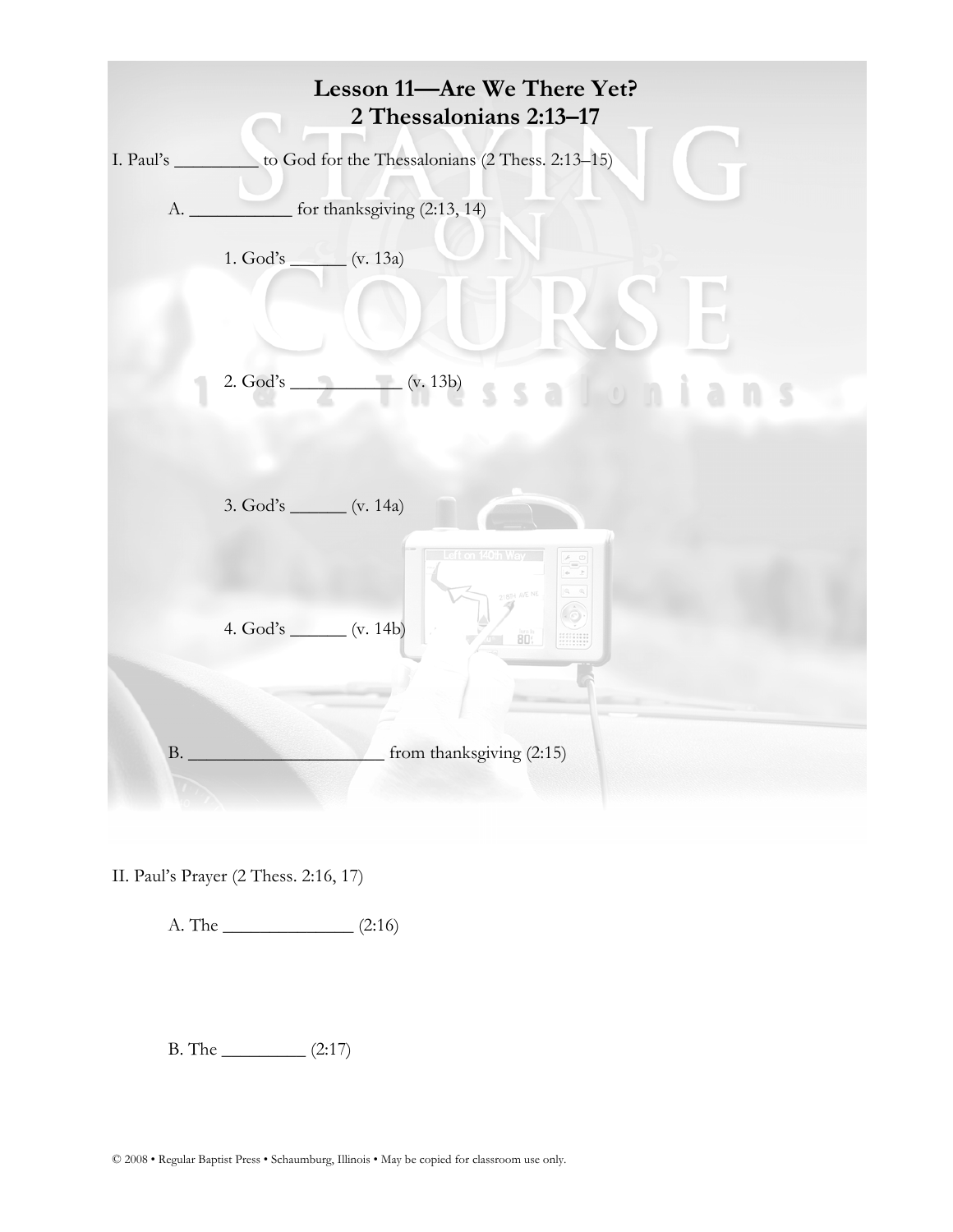# Lesson 11—Are We There Yet?
## 2 Thessalonians 2:13–17

I. Paul's _________ to God for the Thessalonians (2 Thess. 2:13–15)

A. ___________ for thanksgiving (2:13, 14)

1. God's ______ (v. 13a)

2. God's ___________ (v. 13b)

3. God's ______ (v. 14a)

4. God's ______ (v. 14b)

B. _____________________ from thanksgiving (2:15)

II. Paul's Prayer (2 Thess. 2:16, 17)

A. The ______________ (2:16)

B. The _________ (2:17)

© 2008 • Regular Baptist Press • Schaumburg, Illinois • May be copied for classroom use only.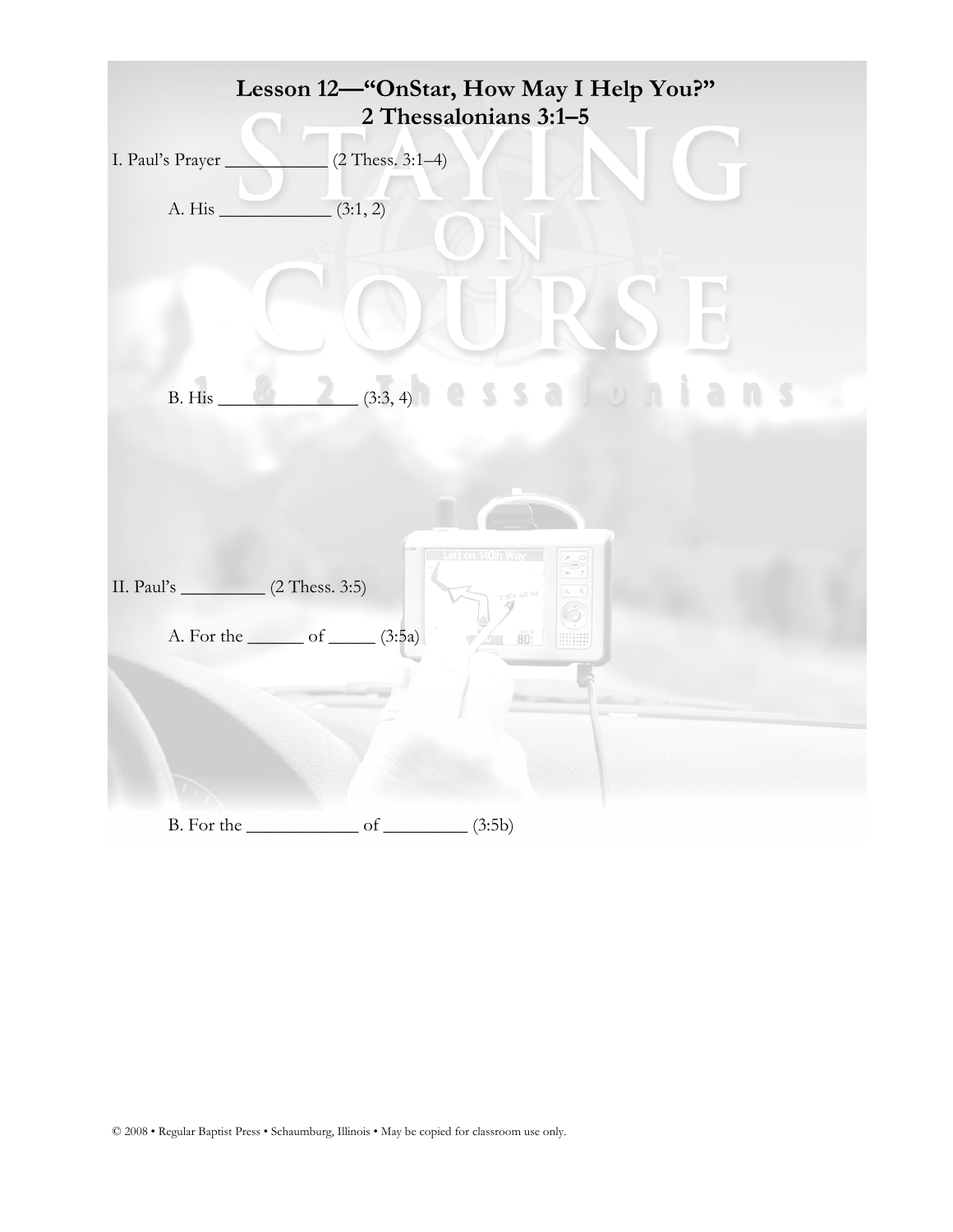# Lesson 12—"OnStar, How May I Help You?"
# 2 Thessalonians 3:1–5

I. Paul's Prayer __________ (2 Thess. 3:1–4)

A. His ___________ (3:1, 2)

B. His ______________ (3:3, 4)

II. Paul's _________ (2 Thess. 3:5)

A. For the ______ of _____ (3:5a)

B. For the ____________ of _________ (3:5b)

© 2008 • Regular Baptist Press • Schaumburg, Illinois • May be copied for classroom use only.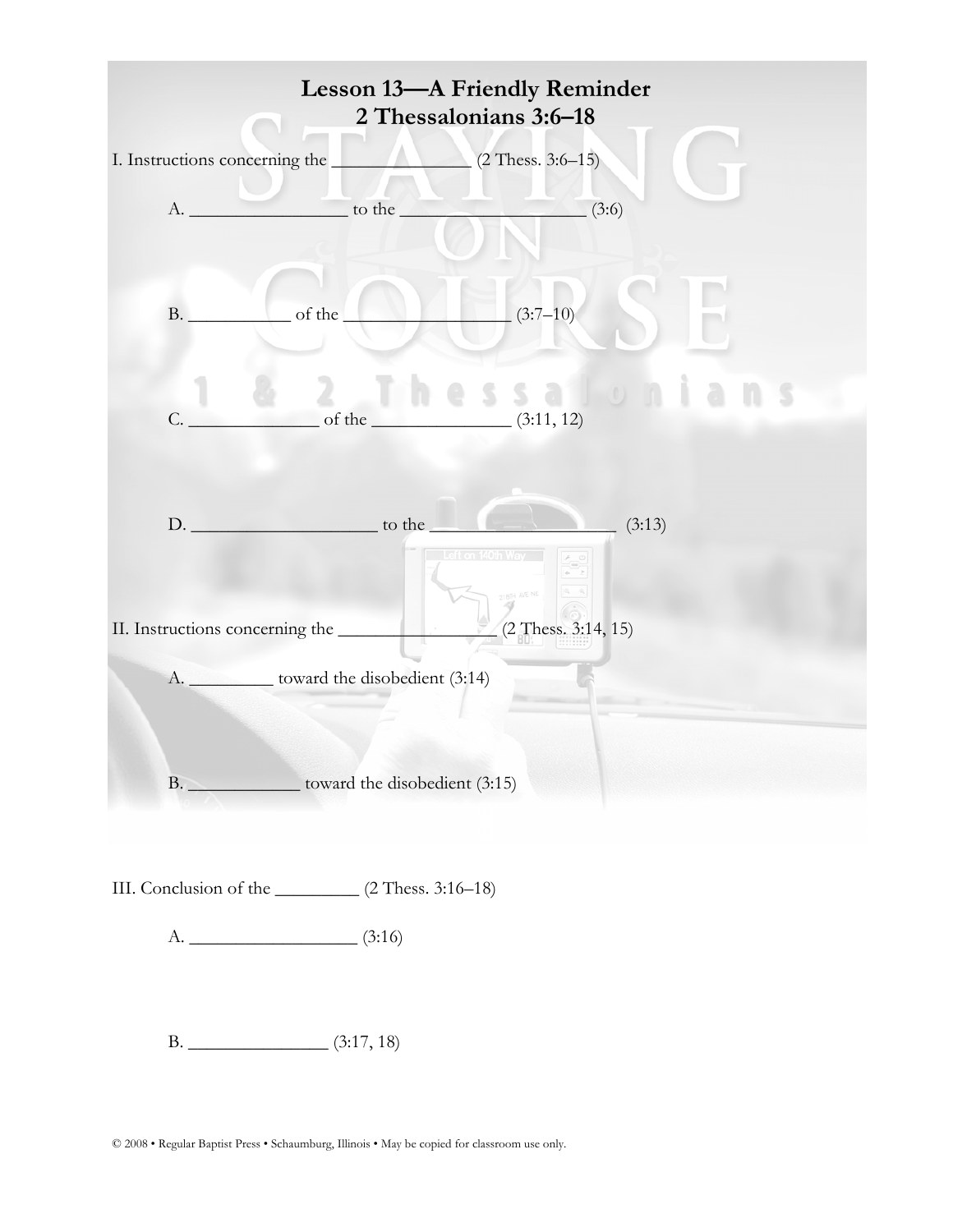# Lesson 13—A Friendly Reminder
## 2 Thessalonians 3:6–18

I. Instructions concerning the _______________ (2 Thess. 3:6–15)

A. _________________ to the ____________________ (3:6)

B. ___________ of the __________________ (3:7–10)

C. ______________ of the _______________ (3:11, 12)

D. ____________________ to the ____________________ (3:13)

II. Instructions concerning the _________________ (2 Thess. 3:14, 15)

A. _________ toward the disobedient (3:14)

B. ____________ toward the disobedient (3:15)

III. Conclusion of the _________ (2 Thess. 3:16–18)

A. __________________ (3:16)

B. _______________ (3:17, 18)

© 2008 • Regular Baptist Press • Schaumburg, Illinois • May be copied for classroom use only.